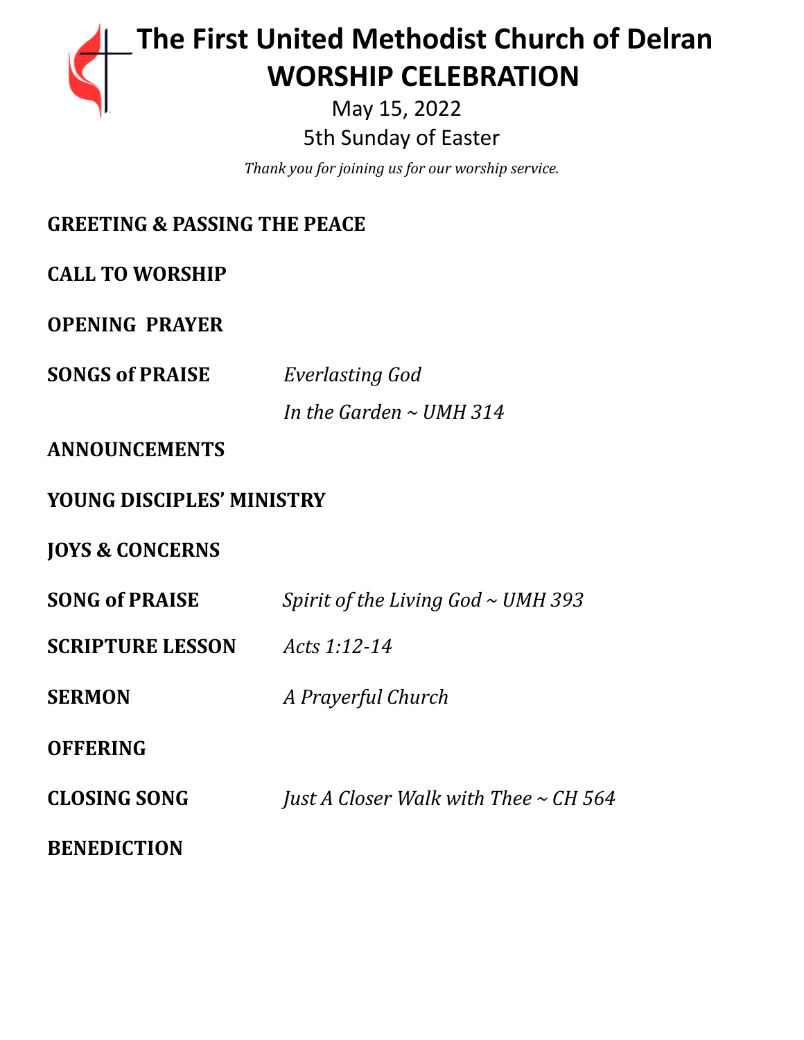# The First United Methodist Church of Delran
# WORSHIP CELEBRATION

May 15, 2022

5th Sunday of Easter

*Thank you for joining us for our worship service.*

**GREETING & PASSING THE PEACE**

**CALL TO WORSHIP**

**OPENING PRAYER**

**SONGS of PRAISE** *Everlasting God*

*In the Garden ~ UMH 314*

**ANNOUNCEMENTS**

**YOUNG DISCIPLES' MINISTRY**

**JOYS & CONCERNS**

**SONG of PRAISE** *Spirit of the Living God ~ UMH 393*

**SCRIPTURE LESSON** *Acts 1:12-14*

**SERMON** *A Prayerful Church*

**OFFERING**

**CLOSING SONG** *Just A Closer Walk with Thee ~ CH 564*

**BENEDICTION**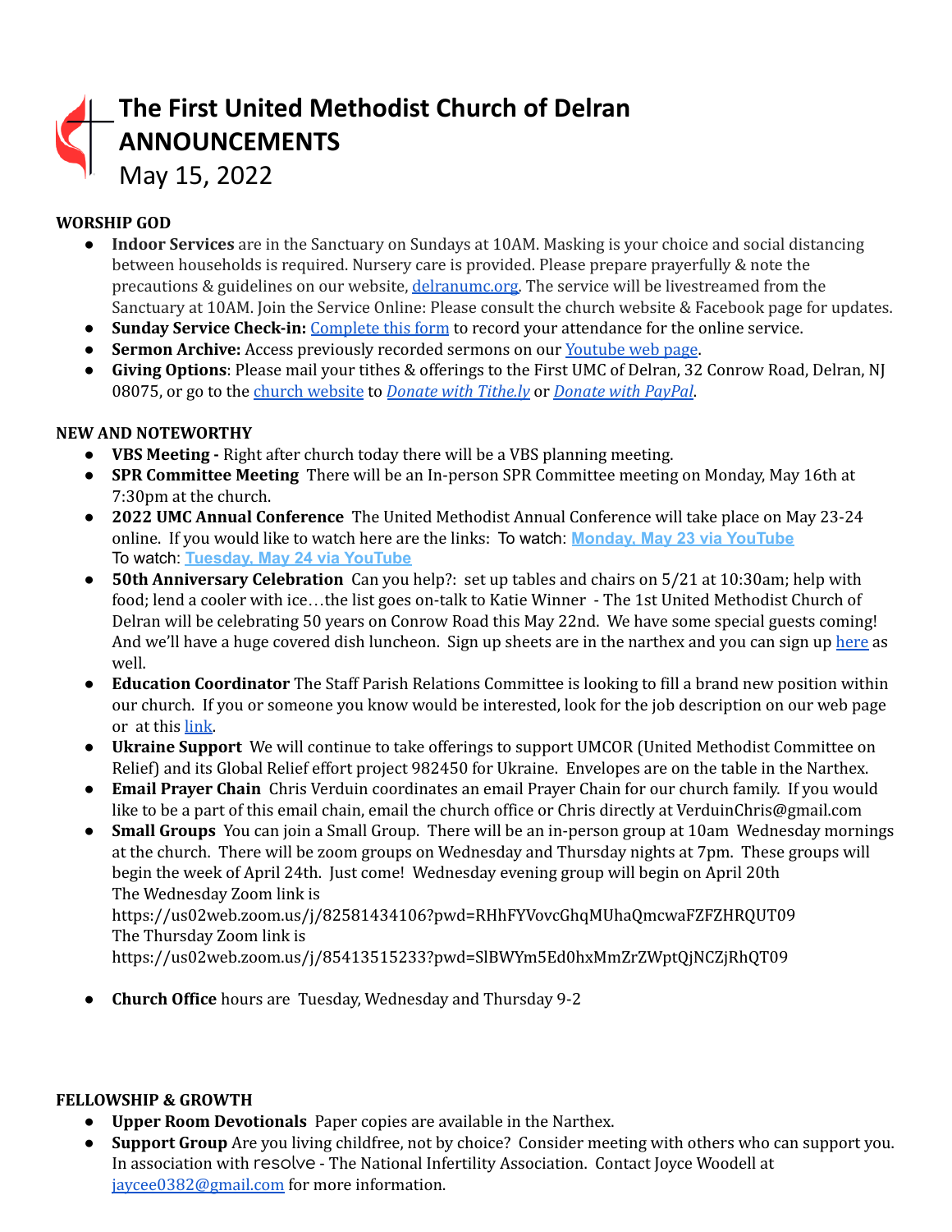# The First United Methodist Church of Delran ANNOUNCEMENTS

May 15, 2022

**WORSHIP GOD**

- **Indoor Services** are in the Sanctuary on Sundays at 10AM. Masking is your choice and social distancing between households is required. Nursery care is provided. Please prepare prayerfully & note the precautions & guidelines on our website, delranumc.org. The service will be livestreamed from the Sanctuary at 10AM. Join the Service Online: Please consult the church website & Facebook page for updates.
- **Sunday Service Check-in:** Complete this form to record your attendance for the online service.
- **Sermon Archive:** Access previously recorded sermons on our Youtube web page.
- **Giving Options**: Please mail your tithes & offerings to the First UMC of Delran, 32 Conrow Road, Delran, NJ 08075, or go to the church website to *Donate with Tithe.ly* or *Donate with PayPal*.

**NEW AND NOTEWORTHY**

- **VBS Meeting -** Right after church today there will be a VBS planning meeting.
- **SPR Committee Meeting** There will be an In-person SPR Committee meeting on Monday, May 16th at 7:30pm at the church.
- **2022 UMC Annual Conference** The United Methodist Annual Conference will take place on May 23-24 online. If you would like to watch here are the links: To watch: **Monday, May 23 via YouTube** To watch: **Tuesday, May 24 via YouTube**
- **50th Anniversary Celebration** Can you help?: set up tables and chairs on 5/21 at 10:30am; help with food; lend a cooler with ice…the list goes on-talk to Katie Winner - The 1st United Methodist Church of Delran will be celebrating 50 years on Conrow Road this May 22nd. We have some special guests coming! And we'll have a huge covered dish luncheon. Sign up sheets are in the narthex and you can sign up here as well.
- **Education Coordinator** The Staff Parish Relations Committee is looking to fill a brand new position within our church. If you or someone you know would be interested, look for the job description on our web page or at this link.
- **Ukraine Support** We will continue to take offerings to support UMCOR (United Methodist Committee on Relief) and its Global Relief effort project 982450 for Ukraine. Envelopes are on the table in the Narthex.
- **Email Prayer Chain** Chris Verduin coordinates an email Prayer Chain for our church family. If you would like to be a part of this email chain, email the church office or Chris directly at VerduinChris@gmail.com
- **Small Groups** You can join a Small Group. There will be an in-person group at 10am Wednesday mornings at the church. There will be zoom groups on Wednesday and Thursday nights at 7pm. These groups will begin the week of April 24th. Just come! Wednesday evening group will begin on April 20th
  The Wednesday Zoom link is
  https://us02web.zoom.us/j/82581434106?pwd=RHhFYVovcGhqMUhaQmcwaFZFZHRQUT09
  The Thursday Zoom link is
  https://us02web.zoom.us/j/85413515233?pwd=SlBWYm5Ed0hxMmZrZWptQjNCZjRhQT09

- **Church Office** hours are Tuesday, Wednesday and Thursday 9-2

**FELLOWSHIP & GROWTH**

- **Upper Room Devotionals** Paper copies are available in the Narthex.
- **Support Group** Are you living childfree, not by choice? Consider meeting with others who can support you. In association with resolve - The National Infertility Association. Contact Joyce Woodell at jaycee0382@gmail.com for more information.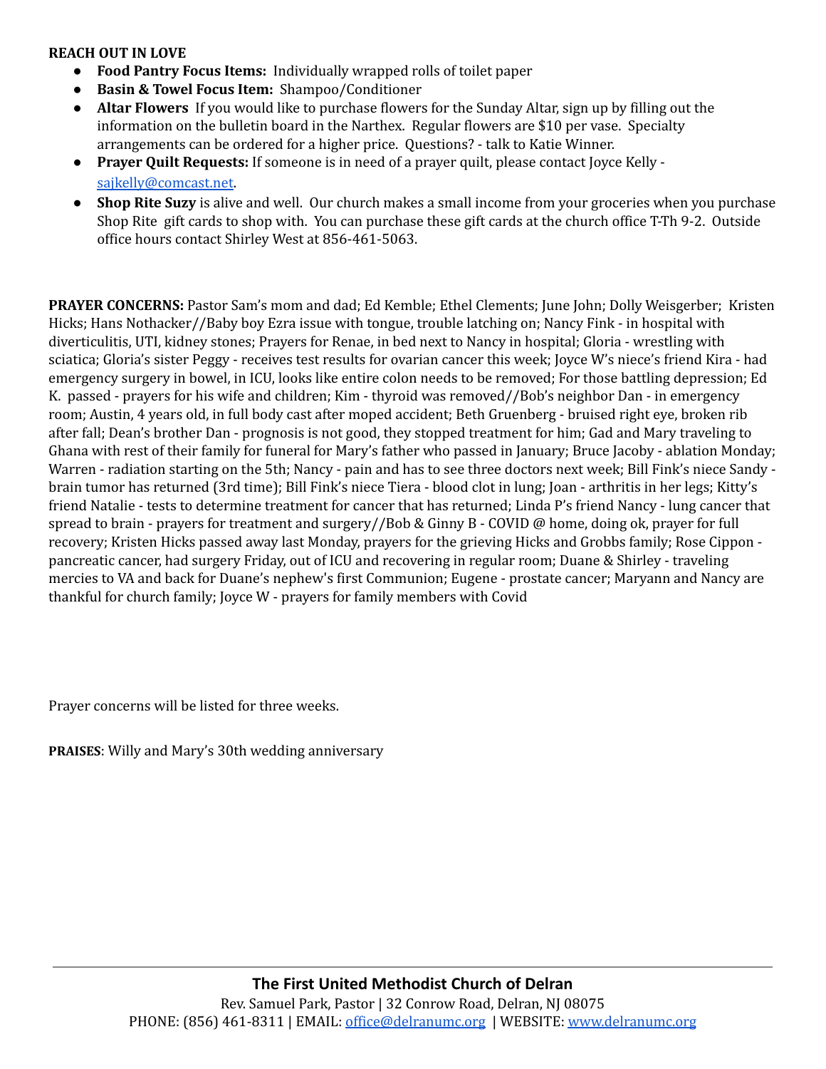**REACH OUT IN LOVE**

- **Food Pantry Focus Items:** Individually wrapped rolls of toilet paper
- **Basin & Towel Focus Item:** Shampoo/Conditioner
- **Altar Flowers** If you would like to purchase flowers for the Sunday Altar, sign up by filling out the information on the bulletin board in the Narthex. Regular flowers are $10 per vase. Specialty arrangements can be ordered for a higher price. Questions? - talk to Katie Winner.
- **Prayer Quilt Requests:** If someone is in need of a prayer quilt, please contact Joyce Kelly - sajkelly@comcast.net.
- **Shop Rite Suzy** is alive and well. Our church makes a small income from your groceries when you purchase Shop Rite gift cards to shop with. You can purchase these gift cards at the church office T-Th 9-2. Outside office hours contact Shirley West at 856-461-5063.

**PRAYER CONCERNS:** Pastor Sam's mom and dad; Ed Kemble; Ethel Clements; June John; Dolly Weisgerber; Kristen Hicks; Hans Nothacker//Baby boy Ezra issue with tongue, trouble latching on; Nancy Fink - in hospital with diverticulitis, UTI, kidney stones; Prayers for Renae, in bed next to Nancy in hospital; Gloria - wrestling with sciatica; Gloria's sister Peggy - receives test results for ovarian cancer this week; Joyce W's niece's friend Kira - had emergency surgery in bowel, in ICU, looks like entire colon needs to be removed; For those battling depression; Ed K. passed - prayers for his wife and children; Kim - thyroid was removed//Bob's neighbor Dan - in emergency room; Austin, 4 years old, in full body cast after moped accident; Beth Gruenberg - bruised right eye, broken rib after fall; Dean's brother Dan - prognosis is not good, they stopped treatment for him; Gad and Mary traveling to Ghana with rest of their family for funeral for Mary's father who passed in January; Bruce Jacoby - ablation Monday; Warren - radiation starting on the 5th; Nancy - pain and has to see three doctors next week; Bill Fink's niece Sandy - brain tumor has returned (3rd time); Bill Fink's niece Tiera - blood clot in lung; Joan - arthritis in her legs; Kitty's friend Natalie - tests to determine treatment for cancer that has returned; Linda P's friend Nancy - lung cancer that spread to brain - prayers for treatment and surgery//Bob & Ginny B - COVID @ home, doing ok, prayer for full recovery; Kristen Hicks passed away last Monday, prayers for the grieving Hicks and Grobbs family; Rose Cippon - pancreatic cancer, had surgery Friday, out of ICU and recovering in regular room; Duane & Shirley - traveling mercies to VA and back for Duane's nephew's first Communion; Eugene - prostate cancer; Maryann and Nancy are thankful for church family; Joyce W - prayers for family members with Covid

Prayer concerns will be listed for three weeks.

**PRAISES**: Willy and Mary's 30th wedding anniversary

**The First United Methodist Church of Delran**

Rev. Samuel Park, Pastor | 32 Conrow Road, Delran, NJ 08075

PHONE: (856) 461-8311 | EMAIL: office@delranumc.org | WEBSITE: www.delranumc.org